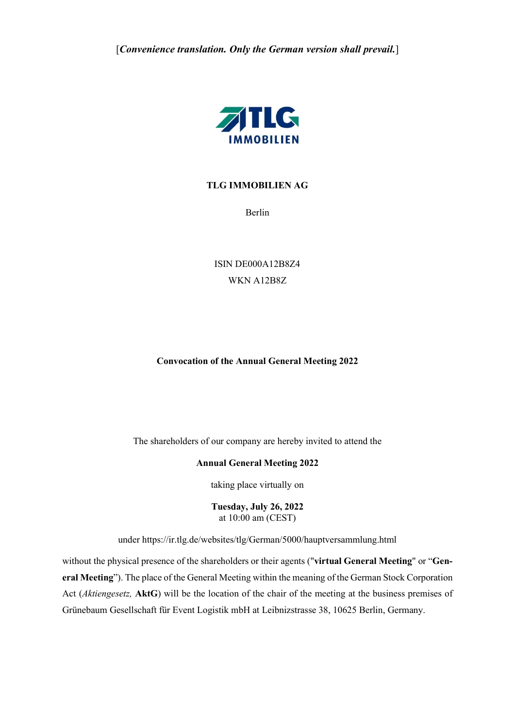[*Convenience translation. Only the German version shall prevail.*]

# TLG IMMOBILIEN AG

Berlin

ISIN DE000A12B8Z4

WKN A12B8Z

## Convocation of the Annual General Meeting 2022

The shareholders of our company are hereby invited to attend the

**Annual General Meeting 2022**

taking place virtually on

**Tuesday, July 26, 2022**
at 10:00 am (CEST)

under https://ir.tlg.de/websites/tlg/German/5000/hauptversammlung.html

without the physical presence of the shareholders or their agents ("**virtual General Meeting**" or "**General Meeting**"). The place of the General Meeting within the meaning of the German Stock Corporation Act (*Aktiengesetz,* **AktG**) will be the location of the chair of the meeting at the business premises of Grünebaum Gesellschaft für Event Logistik mbH at Leibnizstrasse 38, 10625 Berlin, Germany.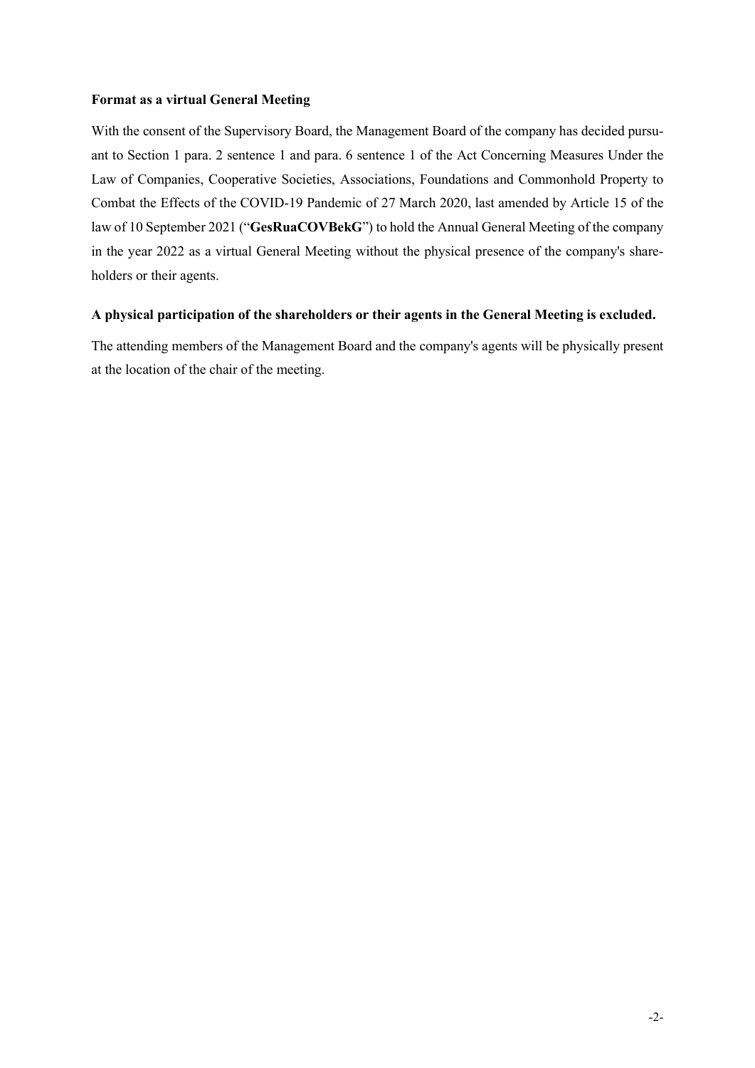**Format as a virtual General Meeting**

With the consent of the Supervisory Board, the Management Board of the company has decided pursuant to Section 1 para. 2 sentence 1 and para. 6 sentence 1 of the Act Concerning Measures Under the Law of Companies, Cooperative Societies, Associations, Foundations and Commonhold Property to Combat the Effects of the COVID-19 Pandemic of 27 March 2020, last amended by Article 15 of the law of 10 September 2021 ("**GesRuaCOVBekG**") to hold the Annual General Meeting of the company in the year 2022 as a virtual General Meeting without the physical presence of the company's shareholders or their agents.

**A physical participation of the shareholders or their agents in the General Meeting is excluded.**

The attending members of the Management Board and the company's agents will be physically present at the location of the chair of the meeting.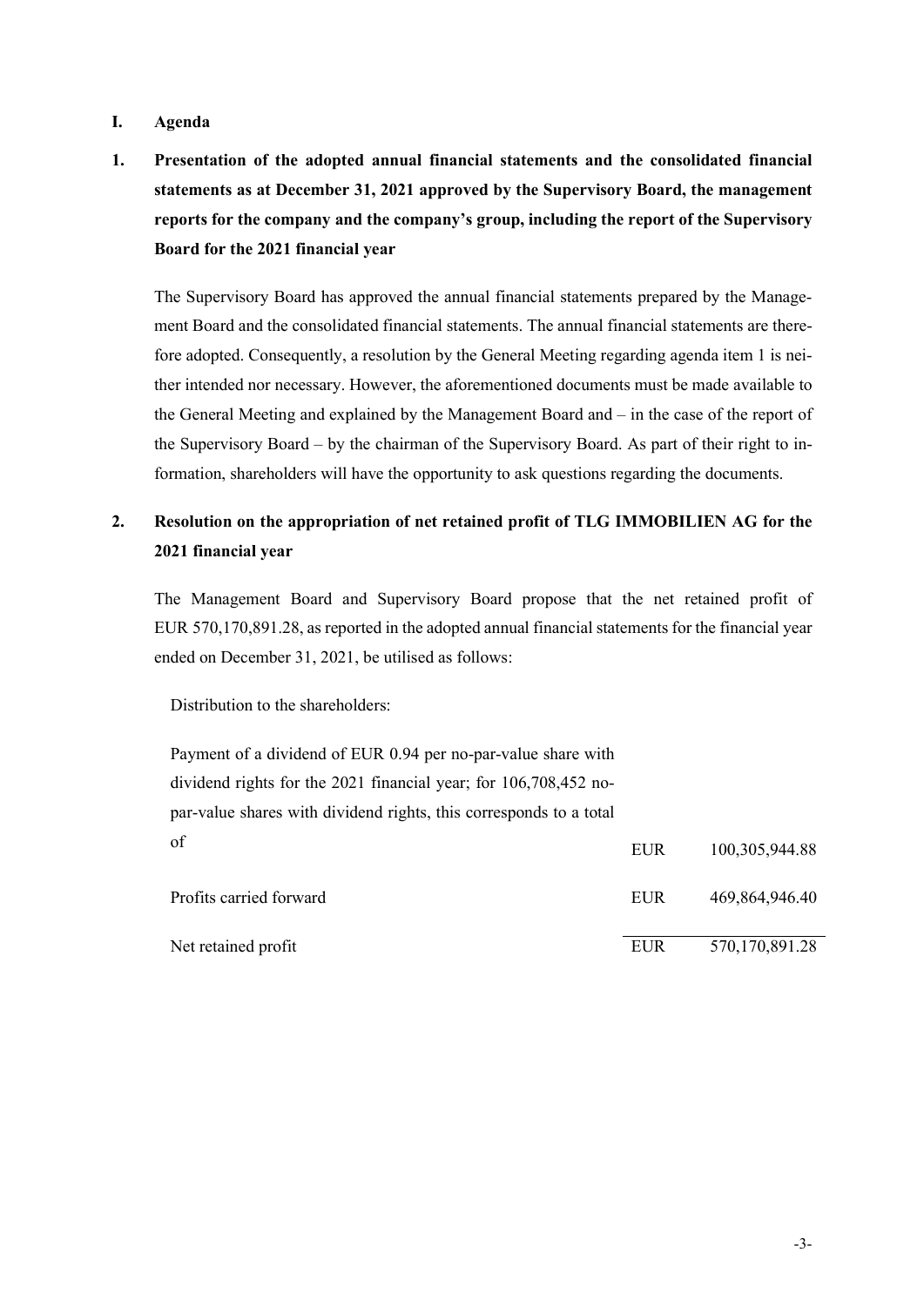# I. Agenda

## 1. Presentation of the adopted annual financial statements and the consolidated financial statements as at December 31, 2021 approved by the Supervisory Board, the management reports for the company and the company's group, including the report of the Supervisory Board for the 2021 financial year

The Supervisory Board has approved the annual financial statements prepared by the Management Board and the consolidated financial statements. The annual financial statements are therefore adopted. Consequently, a resolution by the General Meeting regarding agenda item 1 is neither intended nor necessary. However, the aforementioned documents must be made available to the General Meeting and explained by the Management Board and – in the case of the report of the Supervisory Board – by the chairman of the Supervisory Board. As part of their right to information, shareholders will have the opportunity to ask questions regarding the documents.

## 2. Resolution on the appropriation of net retained profit of TLG IMMOBILIEN AG for the 2021 financial year

The Management Board and Supervisory Board propose that the net retained profit of EUR 570,170,891.28, as reported in the adopted annual financial statements for the financial year ended on December 31, 2021, be utilised as follows:

Distribution to the shareholders:

| | | |
|---|---|---|
| Payment of a dividend of EUR 0.94 per no-par-value share with dividend rights for the 2021 financial year; for 106,708,452 no-par-value shares with dividend rights, this corresponds to a total of | EUR | 100,305,944.88 |
| Profits carried forward | EUR | 469,864,946.40 |
| Net retained profit | EUR | 570,170,891.28 |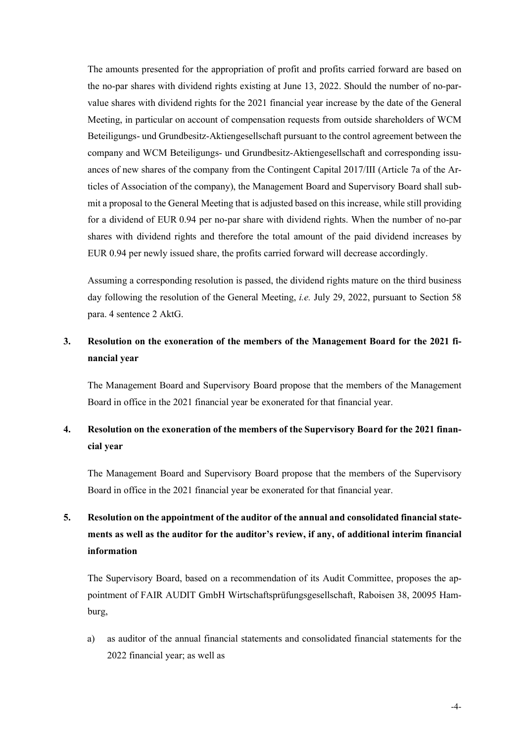The amounts presented for the appropriation of profit and profits carried forward are based on the no-par shares with dividend rights existing at June 13, 2022. Should the number of no-par-value shares with dividend rights for the 2021 financial year increase by the date of the General Meeting, in particular on account of compensation requests from outside shareholders of WCM Beteiligungs- und Grundbesitz-Aktiengesellschaft pursuant to the control agreement between the company and WCM Beteiligungs- und Grundbesitz-Aktiengesellschaft and corresponding issuances of new shares of the company from the Contingent Capital 2017/III (Article 7a of the Articles of Association of the company), the Management Board and Supervisory Board shall submit a proposal to the General Meeting that is adjusted based on this increase, while still providing for a dividend of EUR 0.94 per no-par share with dividend rights. When the number of no-par shares with dividend rights and therefore the total amount of the paid dividend increases by EUR 0.94 per newly issued share, the profits carried forward will decrease accordingly.

Assuming a corresponding resolution is passed, the dividend rights mature on the third business day following the resolution of the General Meeting, *i.e.* July 29, 2022, pursuant to Section 58 para. 4 sentence 2 AktG.

## 3. Resolution on the exoneration of the members of the Management Board for the 2021 financial year

The Management Board and Supervisory Board propose that the members of the Management Board in office in the 2021 financial year be exonerated for that financial year.

## 4. Resolution on the exoneration of the members of the Supervisory Board for the 2021 financial year

The Management Board and Supervisory Board propose that the members of the Supervisory Board in office in the 2021 financial year be exonerated for that financial year.

## 5. Resolution on the appointment of the auditor of the annual and consolidated financial statements as well as the auditor for the auditor's review, if any, of additional interim financial information

The Supervisory Board, based on a recommendation of its Audit Committee, proposes the appointment of FAIR AUDIT GmbH Wirtschaftsprüfungsgesellschaft, Raboisen 38, 20095 Hamburg,

a) as auditor of the annual financial statements and consolidated financial statements for the 2022 financial year; as well as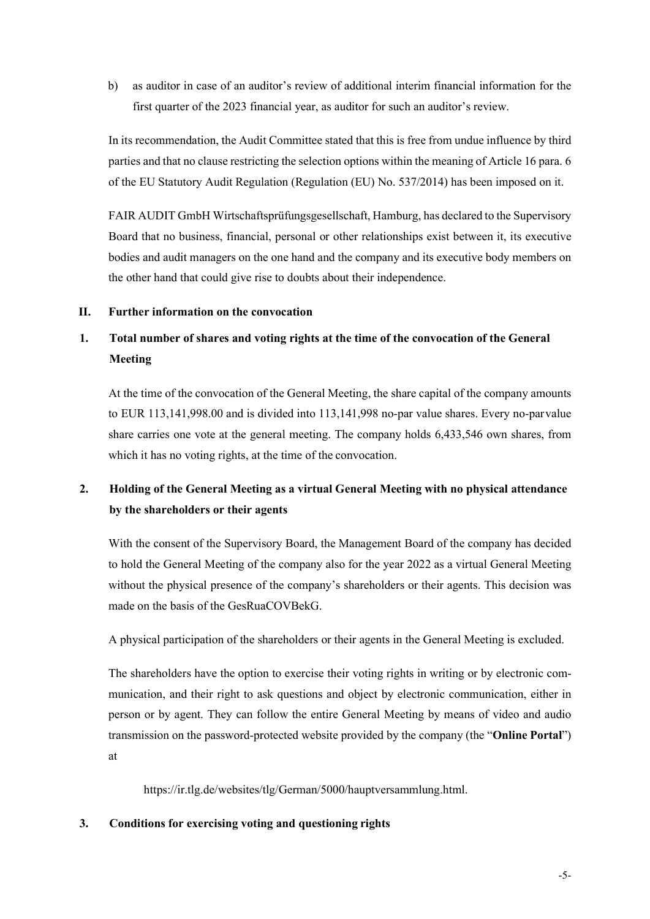b) as auditor in case of an auditor's review of additional interim financial information for the first quarter of the 2023 financial year, as auditor for such an auditor's review.

In its recommendation, the Audit Committee stated that this is free from undue influence by third parties and that no clause restricting the selection options within the meaning of Article 16 para. 6 of the EU Statutory Audit Regulation (Regulation (EU) No. 537/2014) has been imposed on it.

FAIR AUDIT GmbH Wirtschaftsprüfungsgesellschaft, Hamburg, has declared to the Supervisory Board that no business, financial, personal or other relationships exist between it, its executive bodies and audit managers on the one hand and the company and its executive body members on the other hand that could give rise to doubts about their independence.

## II. Further information on the convocation

### 1. Total number of shares and voting rights at the time of the convocation of the General Meeting

At the time of the convocation of the General Meeting, the share capital of the company amounts to EUR 113,141,998.00 and is divided into 113,141,998 no-par value shares. Every no-par value share carries one vote at the general meeting. The company holds 6,433,546 own shares, from which it has no voting rights, at the time of the convocation.

### 2. Holding of the General Meeting as a virtual General Meeting with no physical attendance by the shareholders or their agents

With the consent of the Supervisory Board, the Management Board of the company has decided to hold the General Meeting of the company also for the year 2022 as a virtual General Meeting without the physical presence of the company's shareholders or their agents. This decision was made on the basis of the GesRuaCOVBekG.

A physical participation of the shareholders or their agents in the General Meeting is excluded.

The shareholders have the option to exercise their voting rights in writing or by electronic communication, and their right to ask questions and object by electronic communication, either in person or by agent. They can follow the entire General Meeting by means of video and audio transmission on the password-protected website provided by the company (the "**Online Portal**") at

https://ir.tlg.de/websites/tlg/German/5000/hauptversammlung.html.

### 3. Conditions for exercising voting and questioning rights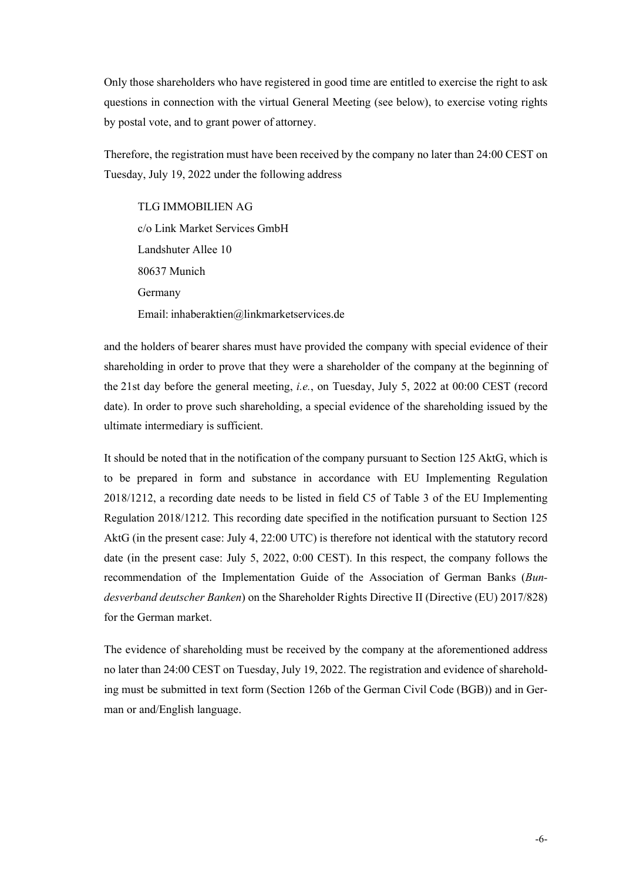Only those shareholders who have registered in good time are entitled to exercise the right to ask questions in connection with the virtual General Meeting (see below), to exercise voting rights by postal vote, and to grant power of attorney.

Therefore, the registration must have been received by the company no later than 24:00 CEST on Tuesday, July 19, 2022 under the following address

TLG IMMOBILIEN AG  
c/o Link Market Services GmbH  
Landshuter Allee 10  
80637 Munich  
Germany  
Email: inhaberaktien@linkmarketservices.de

and the holders of bearer shares must have provided the company with special evidence of their shareholding in order to prove that they were a shareholder of the company at the beginning of the 21st day before the general meeting, *i.e.*, on Tuesday, July 5, 2022 at 00:00 CEST (record date). In order to prove such shareholding, a special evidence of the shareholding issued by the ultimate intermediary is sufficient.

It should be noted that in the notification of the company pursuant to Section 125 AktG, which is to be prepared in form and substance in accordance with EU Implementing Regulation 2018/1212, a recording date needs to be listed in field C5 of Table 3 of the EU Implementing Regulation 2018/1212. This recording date specified in the notification pursuant to Section 125 AktG (in the present case: July 4, 22:00 UTC) is therefore not identical with the statutory record date (in the present case: July 5, 2022, 0:00 CEST). In this respect, the company follows the recommendation of the Implementation Guide of the Association of German Banks (*Bundesverband deutscher Banken*) on the Shareholder Rights Directive II (Directive (EU) 2017/828) for the German market.

The evidence of shareholding must be received by the company at the aforementioned address no later than 24:00 CEST on Tuesday, July 19, 2022. The registration and evidence of shareholding must be submitted in text form (Section 126b of the German Civil Code (BGB)) and in German or and/English language.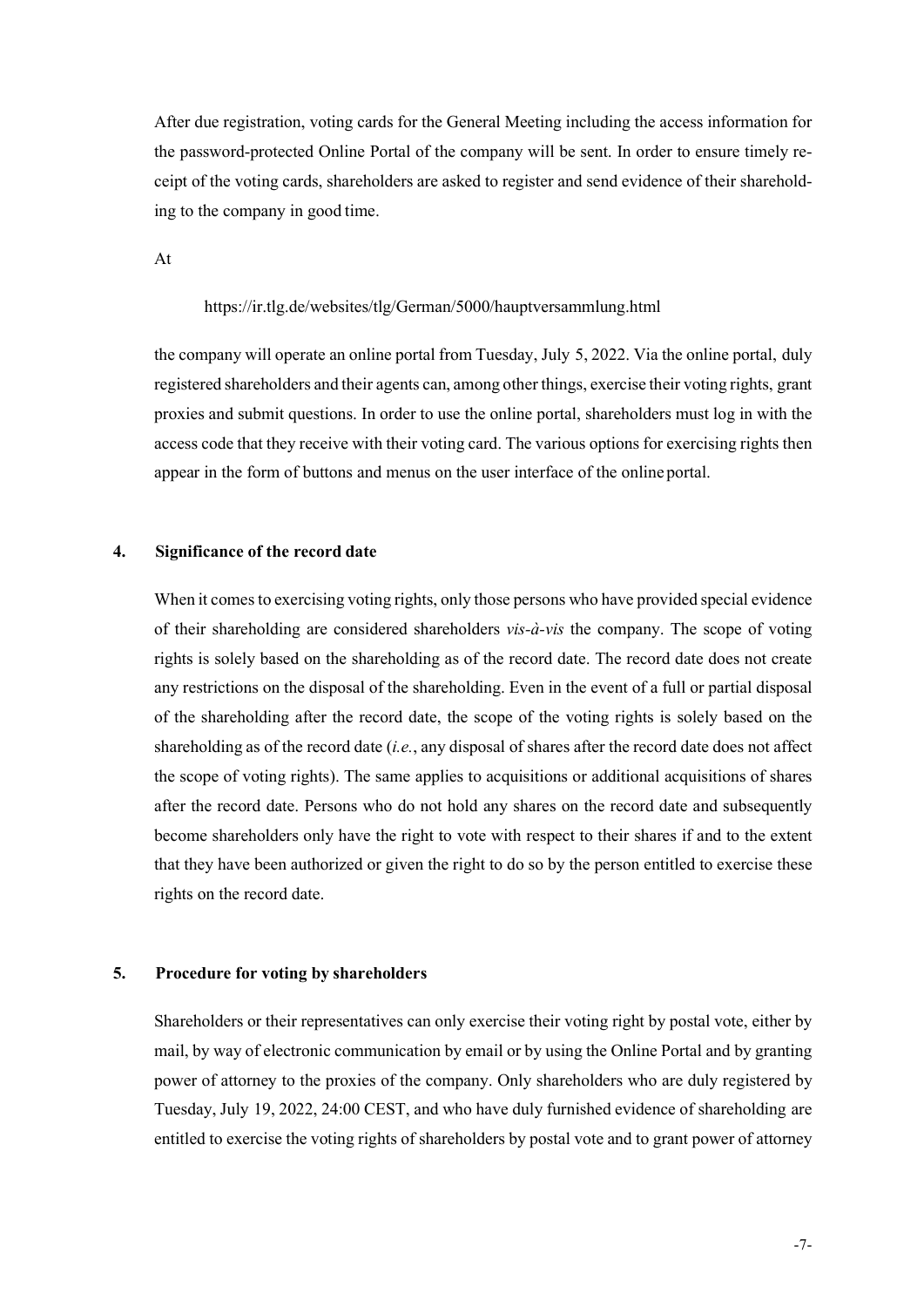After due registration, voting cards for the General Meeting including the access information for the password-protected Online Portal of the company will be sent. In order to ensure timely receipt of the voting cards, shareholders are asked to register and send evidence of their shareholding to the company in good time.

At

https://ir.tlg.de/websites/tlg/German/5000/hauptversammlung.html

the company will operate an online portal from Tuesday, July 5, 2022. Via the online portal, duly registered shareholders and their agents can, among other things, exercise their voting rights, grant proxies and submit questions. In order to use the online portal, shareholders must log in with the access code that they receive with their voting card. The various options for exercising rights then appear in the form of buttons and menus on the user interface of the online portal.

## 4. Significance of the record date

When it comes to exercising voting rights, only those persons who have provided special evidence of their shareholding are considered shareholders *vis-à-vis* the company. The scope of voting rights is solely based on the shareholding as of the record date. The record date does not create any restrictions on the disposal of the shareholding. Even in the event of a full or partial disposal of the shareholding after the record date, the scope of the voting rights is solely based on the shareholding as of the record date (*i.e.*, any disposal of shares after the record date does not affect the scope of voting rights). The same applies to acquisitions or additional acquisitions of shares after the record date. Persons who do not hold any shares on the record date and subsequently become shareholders only have the right to vote with respect to their shares if and to the extent that they have been authorized or given the right to do so by the person entitled to exercise these rights on the record date.

## 5. Procedure for voting by shareholders

Shareholders or their representatives can only exercise their voting right by postal vote, either by mail, by way of electronic communication by email or by using the Online Portal and by granting power of attorney to the proxies of the company. Only shareholders who are duly registered by Tuesday, July 19, 2022, 24:00 CEST, and who have duly furnished evidence of shareholding are entitled to exercise the voting rights of shareholders by postal vote and to grant power of attorney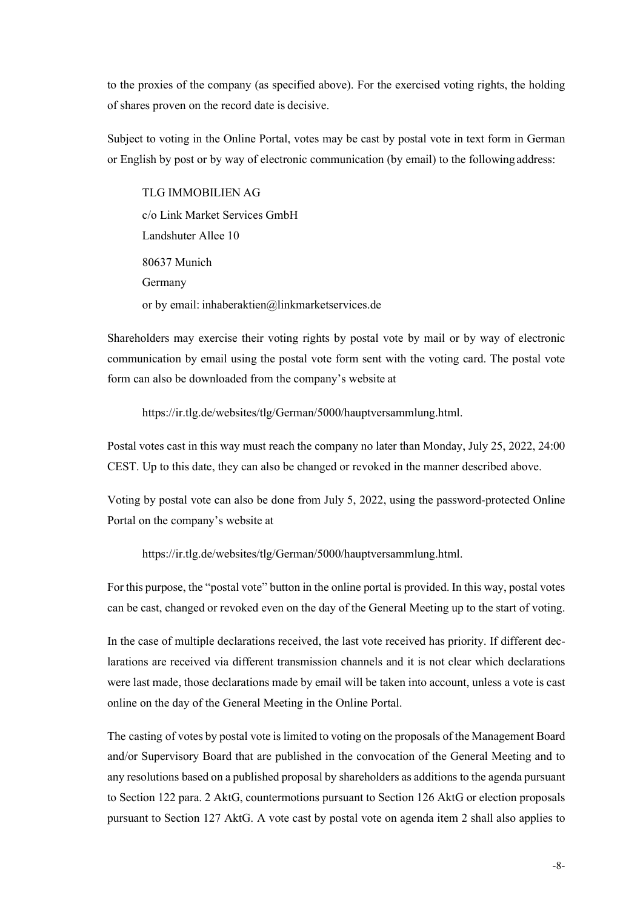to the proxies of the company (as specified above). For the exercised voting rights, the holding of shares proven on the record date is decisive.

Subject to voting in the Online Portal, votes may be cast by postal vote in text form in German or English by post or by way of electronic communication (by email) to the following address:

TLG IMMOBILIEN AG  
c/o Link Market Services GmbH  
Landshuter Allee 10  
80637 Munich  
Germany  
or by email: inhaberaktien@linkmarketservices.de

Shareholders may exercise their voting rights by postal vote by mail or by way of electronic communication by email using the postal vote form sent with the voting card. The postal vote form can also be downloaded from the company's website at

https://ir.tlg.de/websites/tlg/German/5000/hauptversammlung.html.

Postal votes cast in this way must reach the company no later than Monday, July 25, 2022, 24:00 CEST. Up to this date, they can also be changed or revoked in the manner described above.

Voting by postal vote can also be done from July 5, 2022, using the password-protected Online Portal on the company's website at

https://ir.tlg.de/websites/tlg/German/5000/hauptversammlung.html.

For this purpose, the "postal vote" button in the online portal is provided. In this way, postal votes can be cast, changed or revoked even on the day of the General Meeting up to the start of voting.

In the case of multiple declarations received, the last vote received has priority. If different declarations are received via different transmission channels and it is not clear which declarations were last made, those declarations made by email will be taken into account, unless a vote is cast online on the day of the General Meeting in the Online Portal.

The casting of votes by postal vote is limited to voting on the proposals of the Management Board and/or Supervisory Board that are published in the convocation of the General Meeting and to any resolutions based on a published proposal by shareholders as additions to the agenda pursuant to Section 122 para. 2 AktG, countermotions pursuant to Section 126 AktG or election proposals pursuant to Section 127 AktG. A vote cast by postal vote on agenda item 2 shall also applies to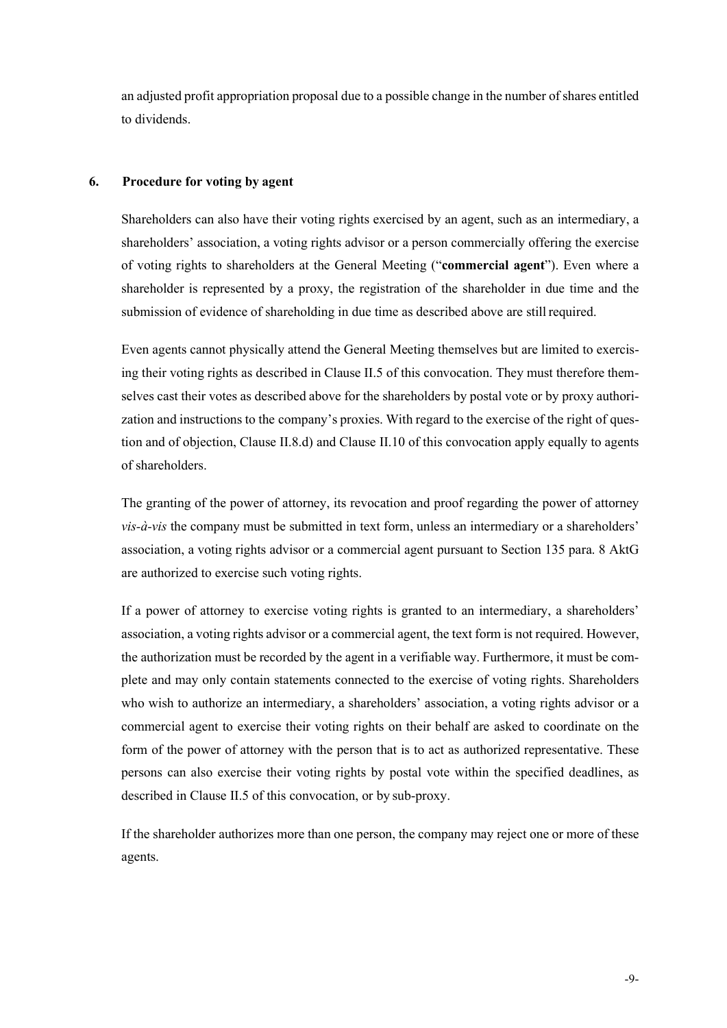an adjusted profit appropriation proposal due to a possible change in the number of shares entitled to dividends.

## 6. Procedure for voting by agent

Shareholders can also have their voting rights exercised by an agent, such as an intermediary, a shareholders' association, a voting rights advisor or a person commercially offering the exercise of voting rights to shareholders at the General Meeting ("**commercial agent**"). Even where a shareholder is represented by a proxy, the registration of the shareholder in due time and the submission of evidence of shareholding in due time as described above are still required.

Even agents cannot physically attend the General Meeting themselves but are limited to exercising their voting rights as described in Clause II.5 of this convocation. They must therefore themselves cast their votes as described above for the shareholders by postal vote or by proxy authorization and instructions to the company's proxies. With regard to the exercise of the right of question and of objection, Clause II.8.d) and Clause II.10 of this convocation apply equally to agents of shareholders.

The granting of the power of attorney, its revocation and proof regarding the power of attorney *vis-à-vis* the company must be submitted in text form, unless an intermediary or a shareholders' association, a voting rights advisor or a commercial agent pursuant to Section 135 para. 8 AktG are authorized to exercise such voting rights.

If a power of attorney to exercise voting rights is granted to an intermediary, a shareholders' association, a voting rights advisor or a commercial agent, the text form is not required. However, the authorization must be recorded by the agent in a verifiable way. Furthermore, it must be complete and may only contain statements connected to the exercise of voting rights. Shareholders who wish to authorize an intermediary, a shareholders' association, a voting rights advisor or a commercial agent to exercise their voting rights on their behalf are asked to coordinate on the form of the power of attorney with the person that is to act as authorized representative. These persons can also exercise their voting rights by postal vote within the specified deadlines, as described in Clause II.5 of this convocation, or by sub-proxy.

If the shareholder authorizes more than one person, the company may reject one or more of these agents.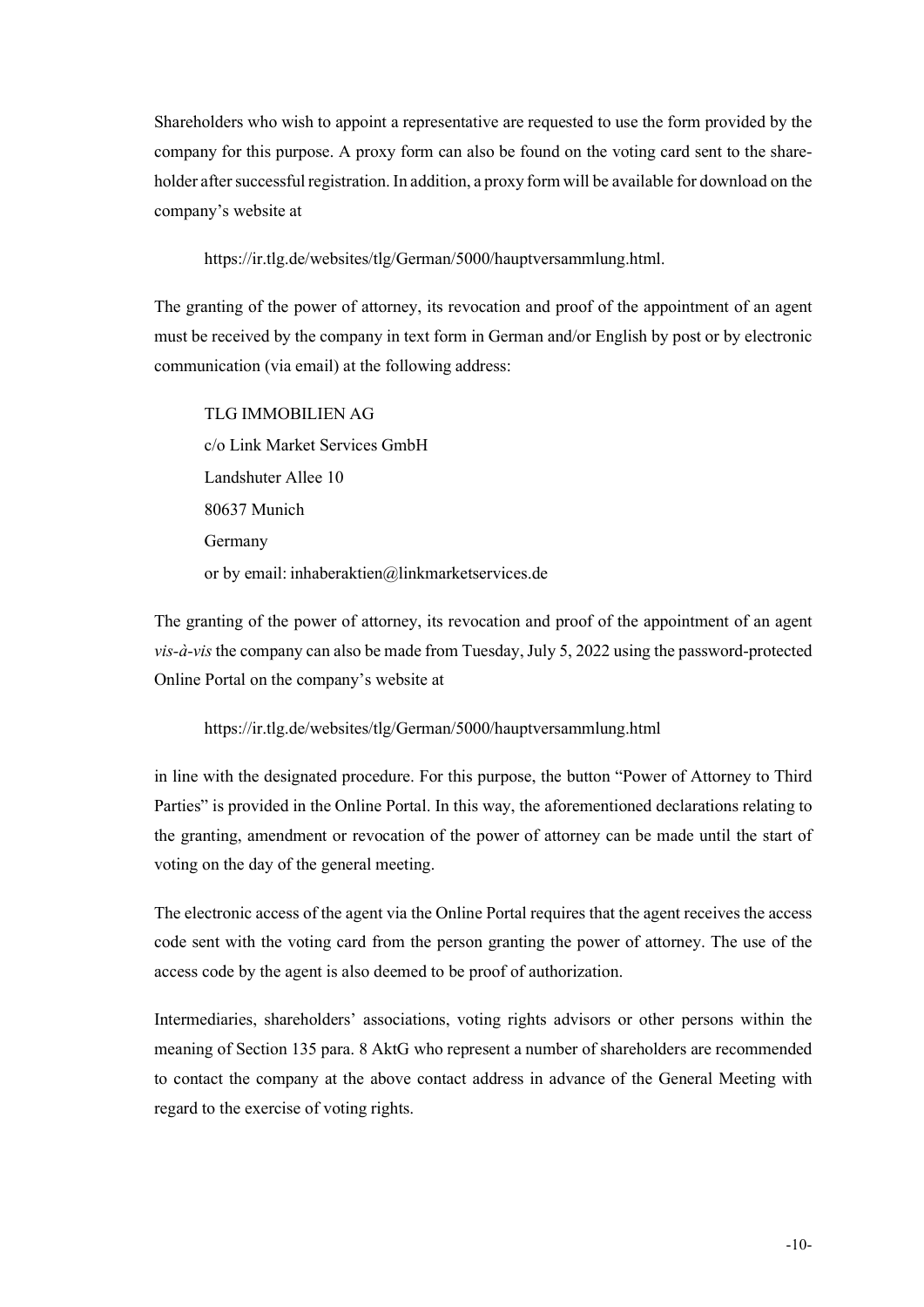Shareholders who wish to appoint a representative are requested to use the form provided by the company for this purpose. A proxy form can also be found on the voting card sent to the shareholder after successful registration. In addition, a proxy form will be available for download on the company's website at

https://ir.tlg.de/websites/tlg/German/5000/hauptversammlung.html.

The granting of the power of attorney, its revocation and proof of the appointment of an agent must be received by the company in text form in German and/or English by post or by electronic communication (via email) at the following address:

TLG IMMOBILIEN AG
c/o Link Market Services GmbH
Landshuter Allee 10
80637 Munich
Germany
or by email: inhaberaktien@linkmarketservices.de

The granting of the power of attorney, its revocation and proof of the appointment of an agent *vis-à-vis* the company can also be made from Tuesday, July 5, 2022 using the password-protected Online Portal on the company's website at

https://ir.tlg.de/websites/tlg/German/5000/hauptversammlung.html

in line with the designated procedure. For this purpose, the button "Power of Attorney to Third Parties" is provided in the Online Portal. In this way, the aforementioned declarations relating to the granting, amendment or revocation of the power of attorney can be made until the start of voting on the day of the general meeting.

The electronic access of the agent via the Online Portal requires that the agent receives the access code sent with the voting card from the person granting the power of attorney. The use of the access code by the agent is also deemed to be proof of authorization.

Intermediaries, shareholders' associations, voting rights advisors or other persons within the meaning of Section 135 para. 8 AktG who represent a number of shareholders are recommended to contact the company at the above contact address in advance of the General Meeting with regard to the exercise of voting rights.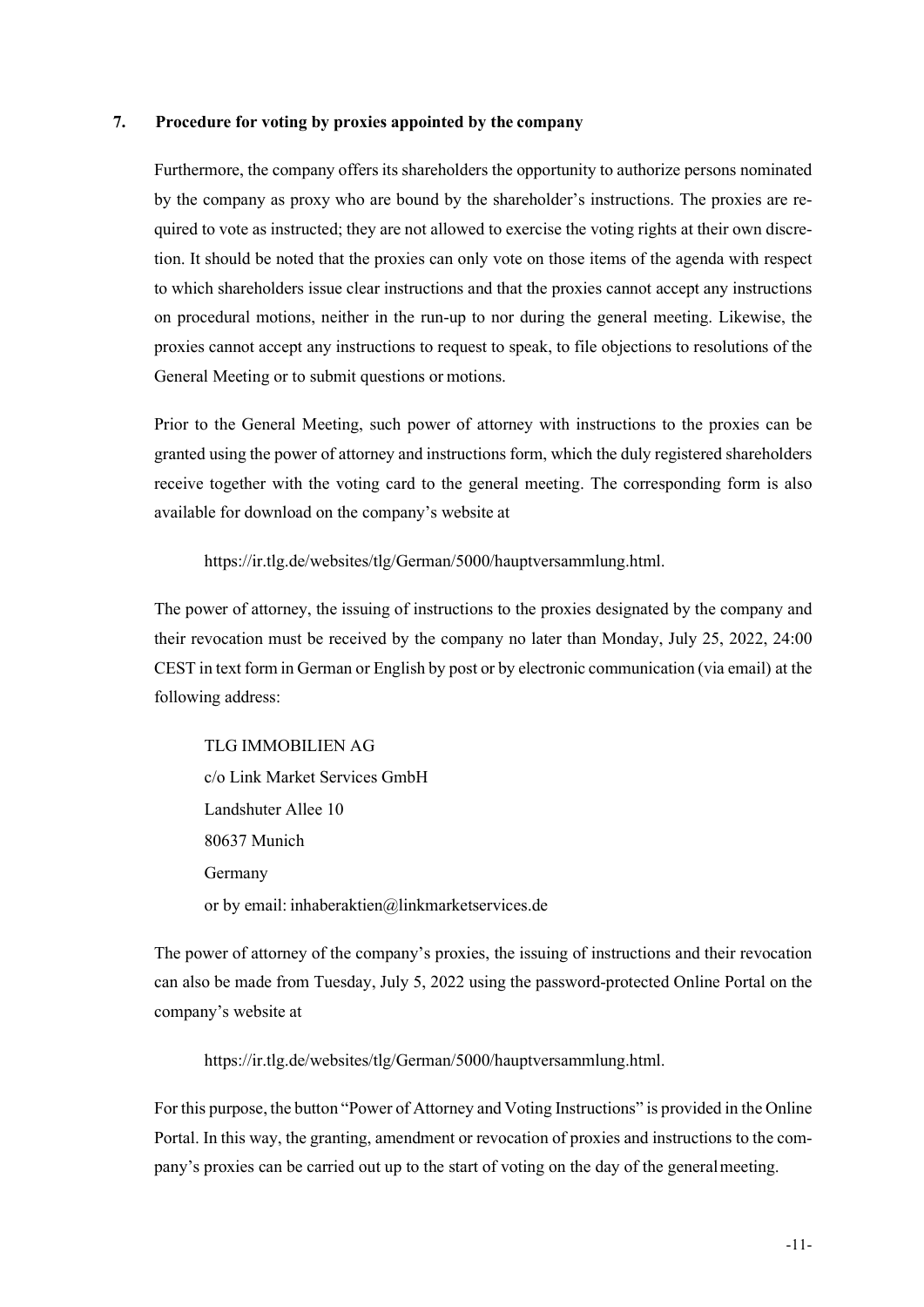## 7. Procedure for voting by proxies appointed by the company

Furthermore, the company offers its shareholders the opportunity to authorize persons nominated by the company as proxy who are bound by the shareholder's instructions. The proxies are required to vote as instructed; they are not allowed to exercise the voting rights at their own discretion. It should be noted that the proxies can only vote on those items of the agenda with respect to which shareholders issue clear instructions and that the proxies cannot accept any instructions on procedural motions, neither in the run-up to nor during the general meeting. Likewise, the proxies cannot accept any instructions to request to speak, to file objections to resolutions of the General Meeting or to submit questions or motions.

Prior to the General Meeting, such power of attorney with instructions to the proxies can be granted using the power of attorney and instructions form, which the duly registered shareholders receive together with the voting card to the general meeting. The corresponding form is also available for download on the company's website at

https://ir.tlg.de/websites/tlg/German/5000/hauptversammlung.html.

The power of attorney, the issuing of instructions to the proxies designated by the company and their revocation must be received by the company no later than Monday, July 25, 2022, 24:00 CEST in text form in German or English by post or by electronic communication (via email) at the following address:

TLG IMMOBILIEN AG
c/o Link Market Services GmbH
Landshuter Allee 10
80637 Munich
Germany
or by email: inhaberaktien@linkmarketservices.de

The power of attorney of the company's proxies, the issuing of instructions and their revocation can also be made from Tuesday, July 5, 2022 using the password-protected Online Portal on the company's website at

https://ir.tlg.de/websites/tlg/German/5000/hauptversammlung.html.

For this purpose, the button "Power of Attorney and Voting Instructions" is provided in the Online Portal. In this way, the granting, amendment or revocation of proxies and instructions to the company's proxies can be carried out up to the start of voting on the day of the general meeting.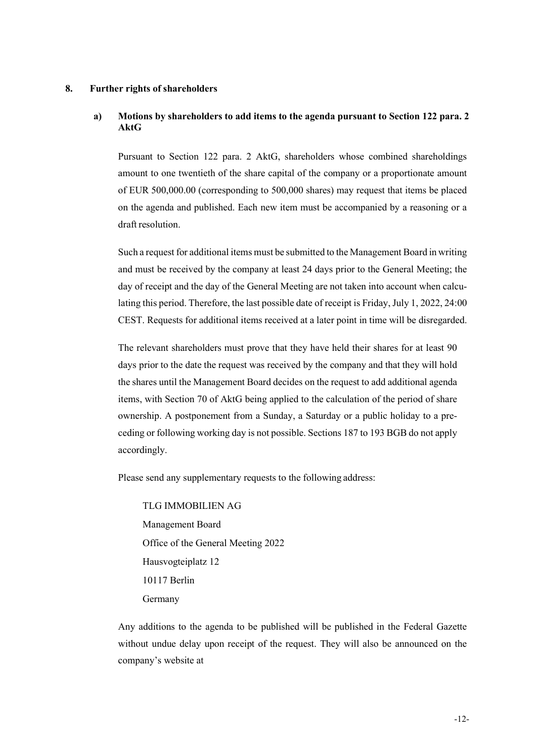## 8. Further rights of shareholders

### a) Motions by shareholders to add items to the agenda pursuant to Section 122 para. 2 AktG

Pursuant to Section 122 para. 2 AktG, shareholders whose combined shareholdings amount to one twentieth of the share capital of the company or a proportionate amount of EUR 500,000.00 (corresponding to 500,000 shares) may request that items be placed on the agenda and published. Each new item must be accompanied by a reasoning or a draft resolution.

Such a request for additional items must be submitted to the Management Board in writing and must be received by the company at least 24 days prior to the General Meeting; the day of receipt and the day of the General Meeting are not taken into account when calculating this period. Therefore, the last possible date of receipt is Friday, July 1, 2022, 24:00 CEST. Requests for additional items received at a later point in time will be disregarded.

The relevant shareholders must prove that they have held their shares for at least 90 days prior to the date the request was received by the company and that they will hold the shares until the Management Board decides on the request to add additional agenda items, with Section 70 of AktG being applied to the calculation of the period of share ownership. A postponement from a Sunday, a Saturday or a public holiday to a preceding or following working day is not possible. Sections 187 to 193 BGB do not apply accordingly.

Please send any supplementary requests to the following address:

TLG IMMOBILIEN AG
Management Board
Office of the General Meeting 2022
Hausvogteiplatz 12
10117 Berlin
Germany

Any additions to the agenda to be published will be published in the Federal Gazette without undue delay upon receipt of the request. They will also be announced on the company's website at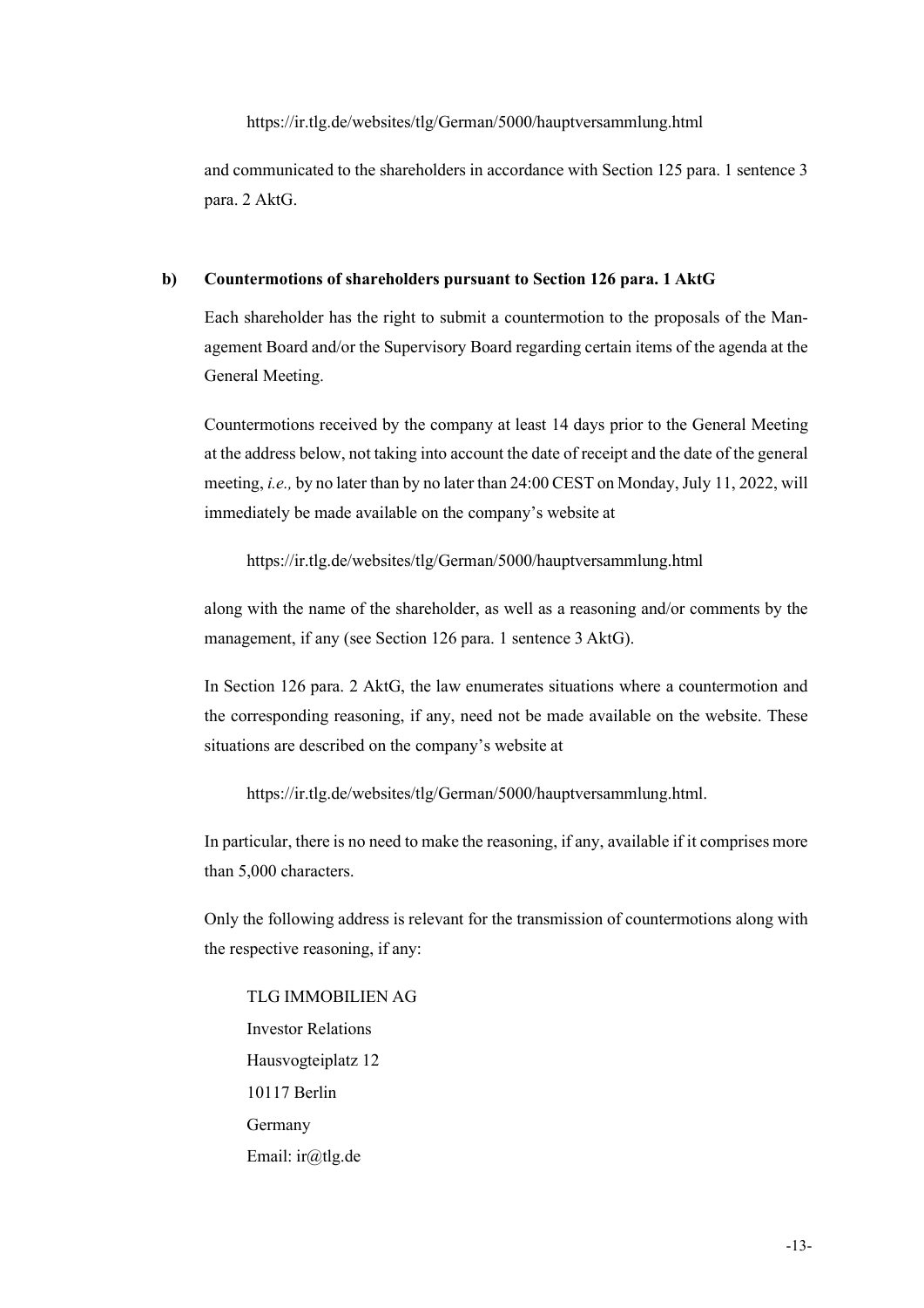https://ir.tlg.de/websites/tlg/German/5000/hauptversammlung.html

and communicated to the shareholders in accordance with Section 125 para. 1 sentence 3 para. 2 AktG.

**b) Countermotions of shareholders pursuant to Section 126 para. 1 AktG**

Each shareholder has the right to submit a countermotion to the proposals of the Management Board and/or the Supervisory Board regarding certain items of the agenda at the General Meeting.

Countermotions received by the company at least 14 days prior to the General Meeting at the address below, not taking into account the date of receipt and the date of the general meeting, *i.e.,* by no later than by no later than 24:00 CEST on Monday, July 11, 2022, will immediately be made available on the company's website at

https://ir.tlg.de/websites/tlg/German/5000/hauptversammlung.html

along with the name of the shareholder, as well as a reasoning and/or comments by the management, if any (see Section 126 para. 1 sentence 3 AktG).

In Section 126 para. 2 AktG, the law enumerates situations where a countermotion and the corresponding reasoning, if any, need not be made available on the website. These situations are described on the company's website at

https://ir.tlg.de/websites/tlg/German/5000/hauptversammlung.html.

In particular, there is no need to make the reasoning, if any, available if it comprises more than 5,000 characters.

Only the following address is relevant for the transmission of countermotions along with the respective reasoning, if any:

TLG IMMOBILIEN AG
Investor Relations
Hausvogteiplatz 12
10117 Berlin
Germany
Email: ir@tlg.de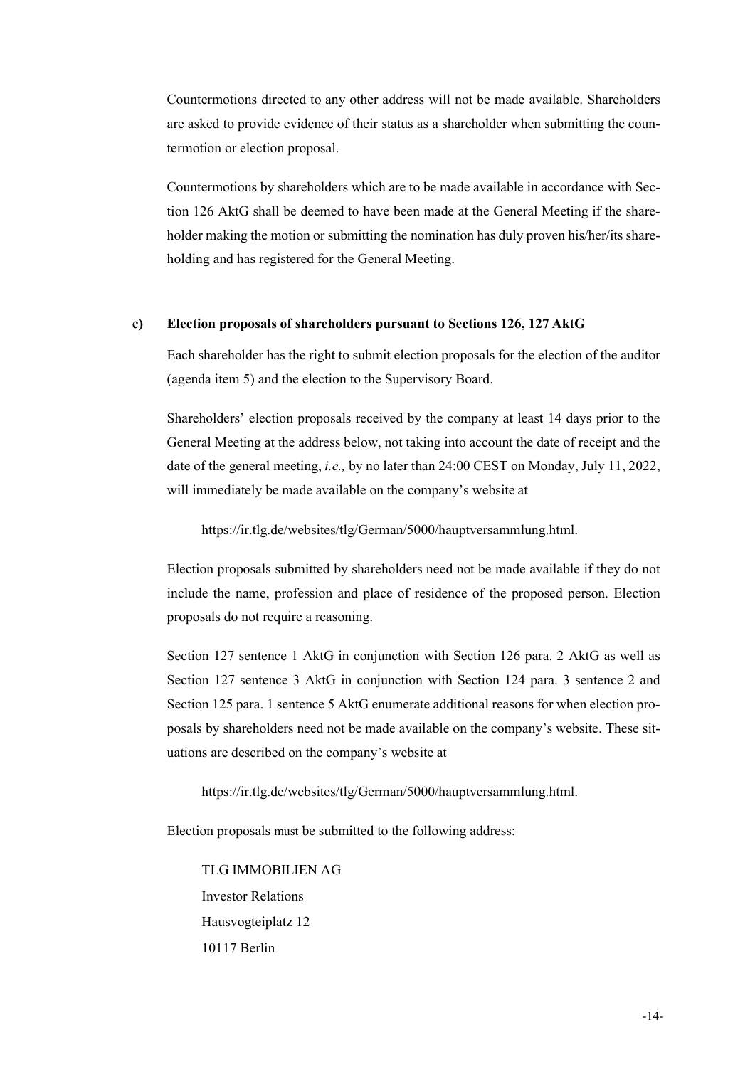Countermotions directed to any other address will not be made available. Shareholders are asked to provide evidence of their status as a shareholder when submitting the countermotion or election proposal.

Countermotions by shareholders which are to be made available in accordance with Section 126 AktG shall be deemed to have been made at the General Meeting if the shareholder making the motion or submitting the nomination has duly proven his/her/its shareholding and has registered for the General Meeting.

**c) Election proposals of shareholders pursuant to Sections 126, 127 AktG**

Each shareholder has the right to submit election proposals for the election of the auditor (agenda item 5) and the election to the Supervisory Board.

Shareholders' election proposals received by the company at least 14 days prior to the General Meeting at the address below, not taking into account the date of receipt and the date of the general meeting, *i.e.,* by no later than 24:00 CEST on Monday, July 11, 2022, will immediately be made available on the company's website at

https://ir.tlg.de/websites/tlg/German/5000/hauptversammlung.html.

Election proposals submitted by shareholders need not be made available if they do not include the name, profession and place of residence of the proposed person. Election proposals do not require a reasoning.

Section 127 sentence 1 AktG in conjunction with Section 126 para. 2 AktG as well as Section 127 sentence 3 AktG in conjunction with Section 124 para. 3 sentence 2 and Section 125 para. 1 sentence 5 AktG enumerate additional reasons for when election proposals by shareholders need not be made available on the company's website. These situations are described on the company's website at

https://ir.tlg.de/websites/tlg/German/5000/hauptversammlung.html.

Election proposals must be submitted to the following address:

TLG IMMOBILIEN AG
Investor Relations
Hausvogteiplatz 12
10117 Berlin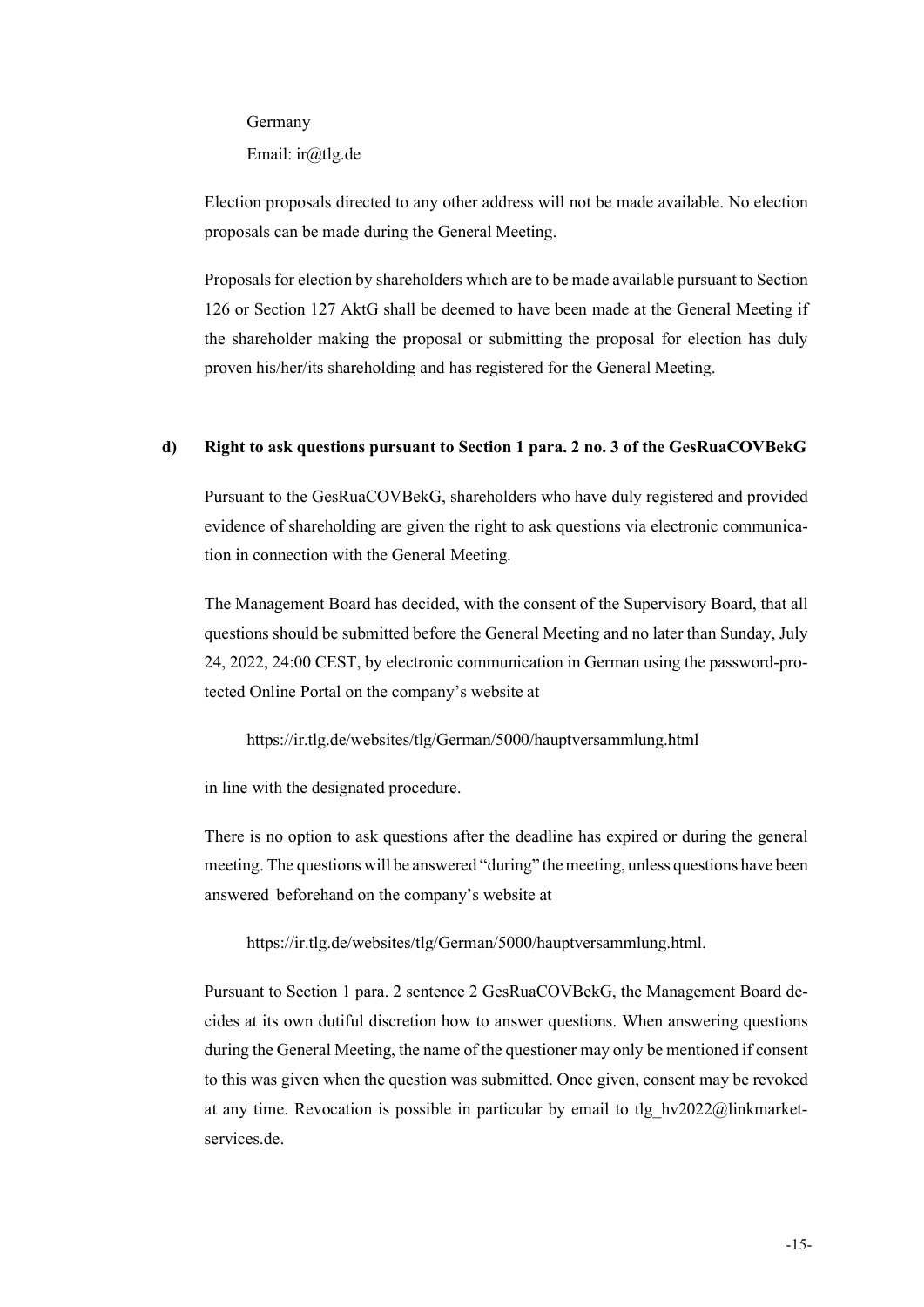Germany

Email: ir@tlg.de

Election proposals directed to any other address will not be made available. No election proposals can be made during the General Meeting.

Proposals for election by shareholders which are to be made available pursuant to Section 126 or Section 127 AktG shall be deemed to have been made at the General Meeting if the shareholder making the proposal or submitting the proposal for election has duly proven his/her/its shareholding and has registered for the General Meeting.

**d) Right to ask questions pursuant to Section 1 para. 2 no. 3 of the GesRuaCOVBekG**

Pursuant to the GesRuaCOVBekG, shareholders who have duly registered and provided evidence of shareholding are given the right to ask questions via electronic communication in connection with the General Meeting.

The Management Board has decided, with the consent of the Supervisory Board, that all questions should be submitted before the General Meeting and no later than Sunday, July 24, 2022, 24:00 CEST, by electronic communication in German using the password-protected Online Portal on the company's website at

https://ir.tlg.de/websites/tlg/German/5000/hauptversammlung.html

in line with the designated procedure.

There is no option to ask questions after the deadline has expired or during the general meeting. The questions will be answered "during" the meeting, unless questions have been answered beforehand on the company's website at

https://ir.tlg.de/websites/tlg/German/5000/hauptversammlung.html.

Pursuant to Section 1 para. 2 sentence 2 GesRuaCOVBekG, the Management Board decides at its own dutiful discretion how to answer questions. When answering questions during the General Meeting, the name of the questioner may only be mentioned if consent to this was given when the question was submitted. Once given, consent may be revoked at any time. Revocation is possible in particular by email to tlg_hv2022@linkmarket-services.de.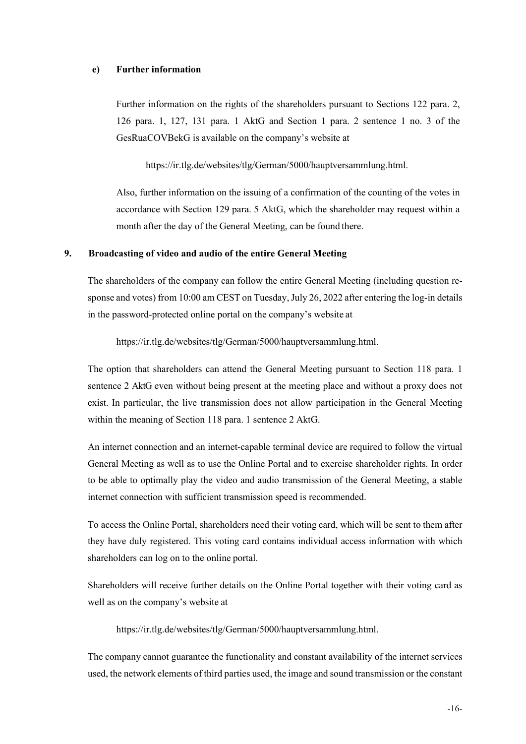#### e) Further information

Further information on the rights of the shareholders pursuant to Sections 122 para. 2, 126 para. 1, 127, 131 para. 1 AktG and Section 1 para. 2 sentence 1 no. 3 of the GesRuaCOVBekG is available on the company's website at

https://ir.tlg.de/websites/tlg/German/5000/hauptversammlung.html.

Also, further information on the issuing of a confirmation of the counting of the votes in accordance with Section 129 para. 5 AktG, which the shareholder may request within a month after the day of the General Meeting, can be found there.

### 9. Broadcasting of video and audio of the entire General Meeting

The shareholders of the company can follow the entire General Meeting (including question response and votes) from 10:00 am CEST on Tuesday, July 26, 2022 after entering the log-in details in the password-protected online portal on the company's website at

https://ir.tlg.de/websites/tlg/German/5000/hauptversammlung.html.

The option that shareholders can attend the General Meeting pursuant to Section 118 para. 1 sentence 2 AktG even without being present at the meeting place and without a proxy does not exist. In particular, the live transmission does not allow participation in the General Meeting within the meaning of Section 118 para. 1 sentence 2 AktG.

An internet connection and an internet-capable terminal device are required to follow the virtual General Meeting as well as to use the Online Portal and to exercise shareholder rights. In order to be able to optimally play the video and audio transmission of the General Meeting, a stable internet connection with sufficient transmission speed is recommended.

To access the Online Portal, shareholders need their voting card, which will be sent to them after they have duly registered. This voting card contains individual access information with which shareholders can log on to the online portal.

Shareholders will receive further details on the Online Portal together with their voting card as well as on the company's website at

https://ir.tlg.de/websites/tlg/German/5000/hauptversammlung.html.

The company cannot guarantee the functionality and constant availability of the internet services used, the network elements of third parties used, the image and sound transmission or the constant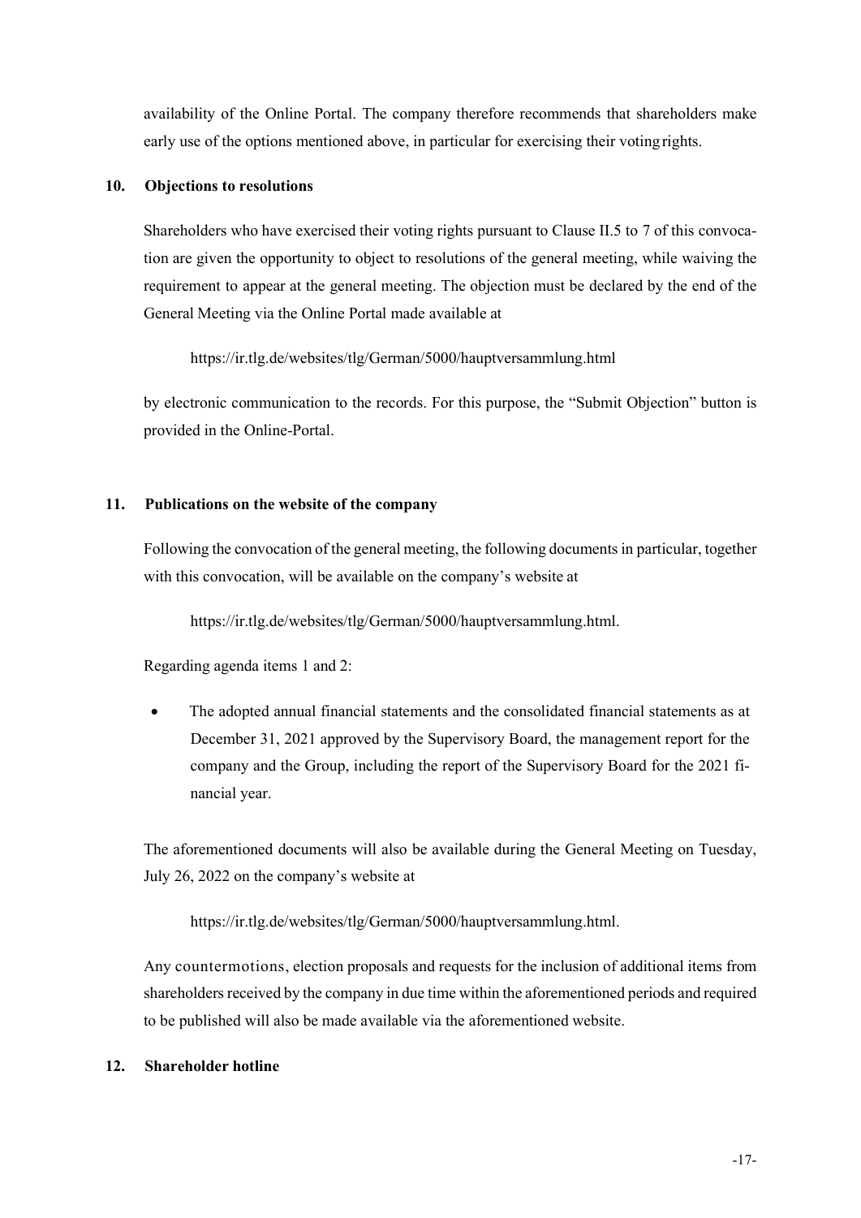availability of the Online Portal. The company therefore recommends that shareholders make early use of the options mentioned above, in particular for exercising their voting rights.

### 10. Objections to resolutions

Shareholders who have exercised their voting rights pursuant to Clause II.5 to 7 of this convocation are given the opportunity to object to resolutions of the general meeting, while waiving the requirement to appear at the general meeting. The objection must be declared by the end of the General Meeting via the Online Portal made available at

https://ir.tlg.de/websites/tlg/German/5000/hauptversammlung.html

by electronic communication to the records. For this purpose, the "Submit Objection" button is provided in the Online-Portal.

### 11. Publications on the website of the company

Following the convocation of the general meeting, the following documents in particular, together with this convocation, will be available on the company's website at

https://ir.tlg.de/websites/tlg/German/5000/hauptversammlung.html.

Regarding agenda items 1 and 2:

- The adopted annual financial statements and the consolidated financial statements as at December 31, 2021 approved by the Supervisory Board, the management report for the company and the Group, including the report of the Supervisory Board for the 2021 financial year.

The aforementioned documents will also be available during the General Meeting on Tuesday, July 26, 2022 on the company's website at

https://ir.tlg.de/websites/tlg/German/5000/hauptversammlung.html.

Any countermotions, election proposals and requests for the inclusion of additional items from shareholders received by the company in due time within the aforementioned periods and required to be published will also be made available via the aforementioned website.

### 12. Shareholder hotline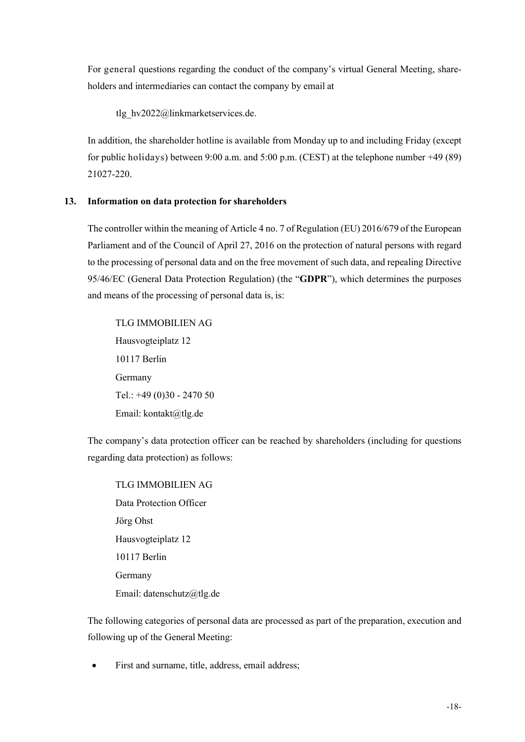For general questions regarding the conduct of the company's virtual General Meeting, shareholders and intermediaries can contact the company by email at

tlg_hv2022@linkmarketservices.de.

In addition, the shareholder hotline is available from Monday up to and including Friday (except for public holidays) between 9:00 a.m. and 5:00 p.m. (CEST) at the telephone number +49 (89) 21027-220.

## 13. Information on data protection for shareholders

The controller within the meaning of Article 4 no. 7 of Regulation (EU) 2016/679 of the European Parliament and of the Council of April 27, 2016 on the protection of natural persons with regard to the processing of personal data and on the free movement of such data, and repealing Directive 95/46/EC (General Data Protection Regulation) (the "**GDPR**"), which determines the purposes and means of the processing of personal data is, is:

TLG IMMOBILIEN AG
Hausvogteiplatz 12
10117 Berlin
Germany
Tel.: +49 (0)30 - 2470 50
Email: kontakt@tlg.de

The company's data protection officer can be reached by shareholders (including for questions regarding data protection) as follows:

TLG IMMOBILIEN AG
Data Protection Officer
Jörg Ohst
Hausvogteiplatz 12
10117 Berlin
Germany
Email: datenschutz@tlg.de

The following categories of personal data are processed as part of the preparation, execution and following up of the General Meeting:

- First and surname, title, address, email address;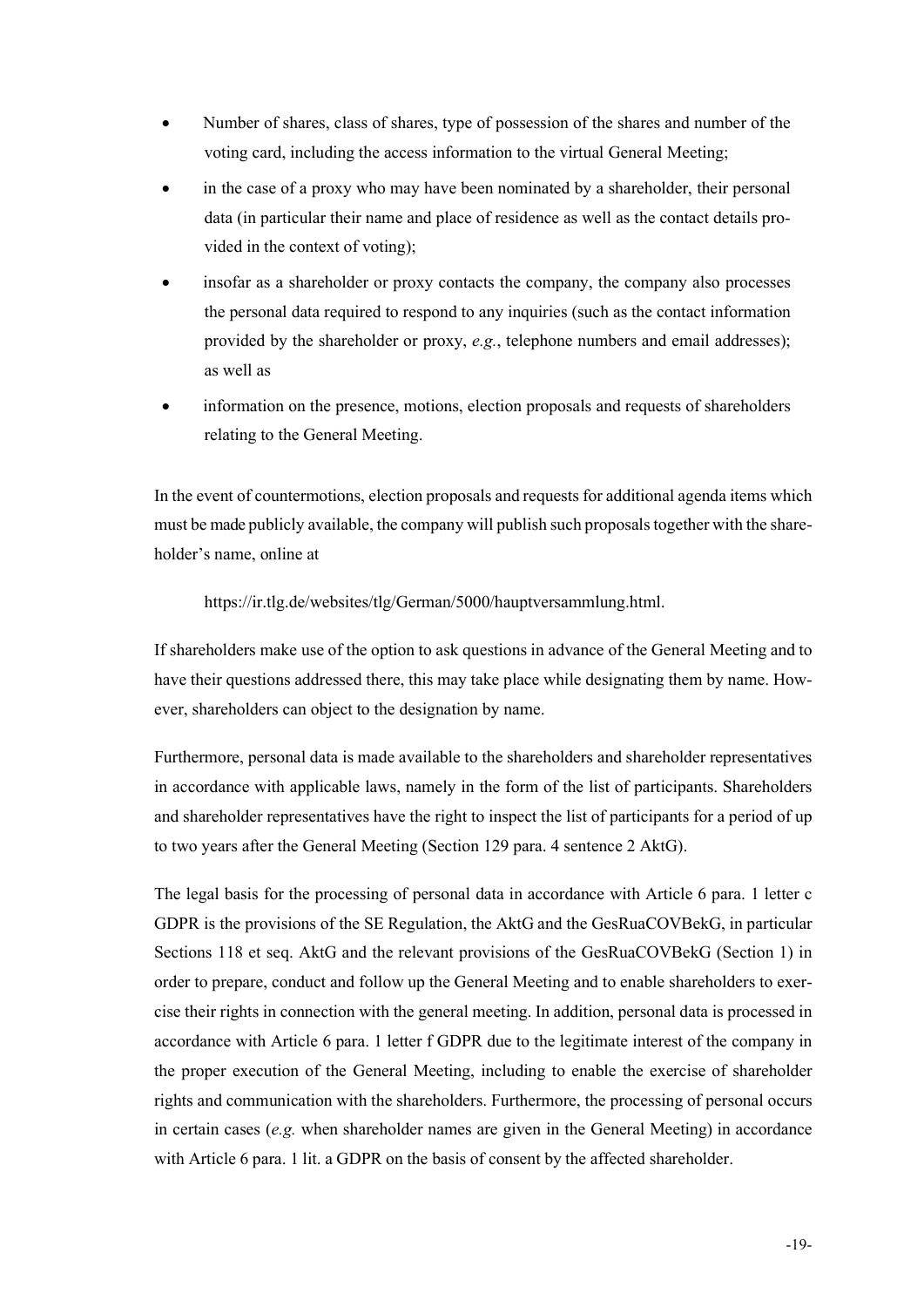- Number of shares, class of shares, type of possession of the shares and number of the voting card, including the access information to the virtual General Meeting;
- in the case of a proxy who may have been nominated by a shareholder, their personal data (in particular their name and place of residence as well as the contact details provided in the context of voting);
- insofar as a shareholder or proxy contacts the company, the company also processes the personal data required to respond to any inquiries (such as the contact information provided by the shareholder or proxy, *e.g.*, telephone numbers and email addresses); as well as
- information on the presence, motions, election proposals and requests of shareholders relating to the General Meeting.

In the event of countermotions, election proposals and requests for additional agenda items which must be made publicly available, the company will publish such proposals together with the shareholder's name, online at

https://ir.tlg.de/websites/tlg/German/5000/hauptversammlung.html.

If shareholders make use of the option to ask questions in advance of the General Meeting and to have their questions addressed there, this may take place while designating them by name. However, shareholders can object to the designation by name.

Furthermore, personal data is made available to the shareholders and shareholder representatives in accordance with applicable laws, namely in the form of the list of participants. Shareholders and shareholder representatives have the right to inspect the list of participants for a period of up to two years after the General Meeting (Section 129 para. 4 sentence 2 AktG).

The legal basis for the processing of personal data in accordance with Article 6 para. 1 letter c GDPR is the provisions of the SE Regulation, the AktG and the GesRuaCOVBekG, in particular Sections 118 et seq. AktG and the relevant provisions of the GesRuaCOVBekG (Section 1) in order to prepare, conduct and follow up the General Meeting and to enable shareholders to exercise their rights in connection with the general meeting. In addition, personal data is processed in accordance with Article 6 para. 1 letter f GDPR due to the legitimate interest of the company in the proper execution of the General Meeting, including to enable the exercise of shareholder rights and communication with the shareholders. Furthermore, the processing of personal occurs in certain cases (*e.g.* when shareholder names are given in the General Meeting) in accordance with Article 6 para. 1 lit. a GDPR on the basis of consent by the affected shareholder.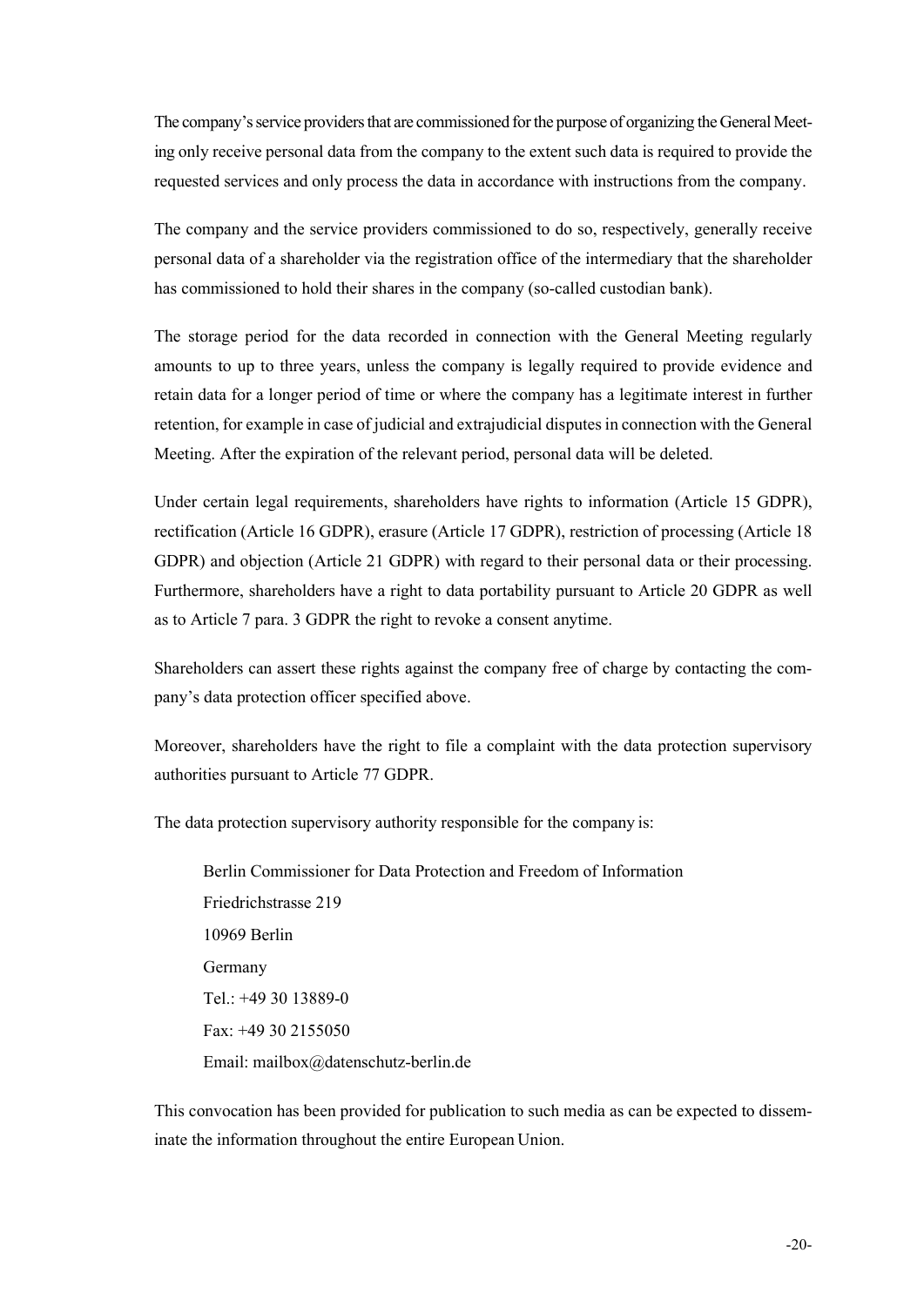The company's service providers that are commissioned for the purpose of organizing the General Meeting only receive personal data from the company to the extent such data is required to provide the requested services and only process the data in accordance with instructions from the company.

The company and the service providers commissioned to do so, respectively, generally receive personal data of a shareholder via the registration office of the intermediary that the shareholder has commissioned to hold their shares in the company (so-called custodian bank).

The storage period for the data recorded in connection with the General Meeting regularly amounts to up to three years, unless the company is legally required to provide evidence and retain data for a longer period of time or where the company has a legitimate interest in further retention, for example in case of judicial and extrajudicial disputes in connection with the General Meeting. After the expiration of the relevant period, personal data will be deleted.

Under certain legal requirements, shareholders have rights to information (Article 15 GDPR), rectification (Article 16 GDPR), erasure (Article 17 GDPR), restriction of processing (Article 18 GDPR) and objection (Article 21 GDPR) with regard to their personal data or their processing. Furthermore, shareholders have a right to data portability pursuant to Article 20 GDPR as well as to Article 7 para. 3 GDPR the right to revoke a consent anytime.

Shareholders can assert these rights against the company free of charge by contacting the company's data protection officer specified above.

Moreover, shareholders have the right to file a complaint with the data protection supervisory authorities pursuant to Article 77 GDPR.

The data protection supervisory authority responsible for the company is:

Berlin Commissioner for Data Protection and Freedom of Information  
Friedrichstrasse 219  
10969 Berlin  
Germany  
Tel.: +49 30 13889-0  
Fax: +49 30 2155050  
Email: mailbox@datenschutz-berlin.de

This convocation has been provided for publication to such media as can be expected to disseminate the information throughout the entire European Union.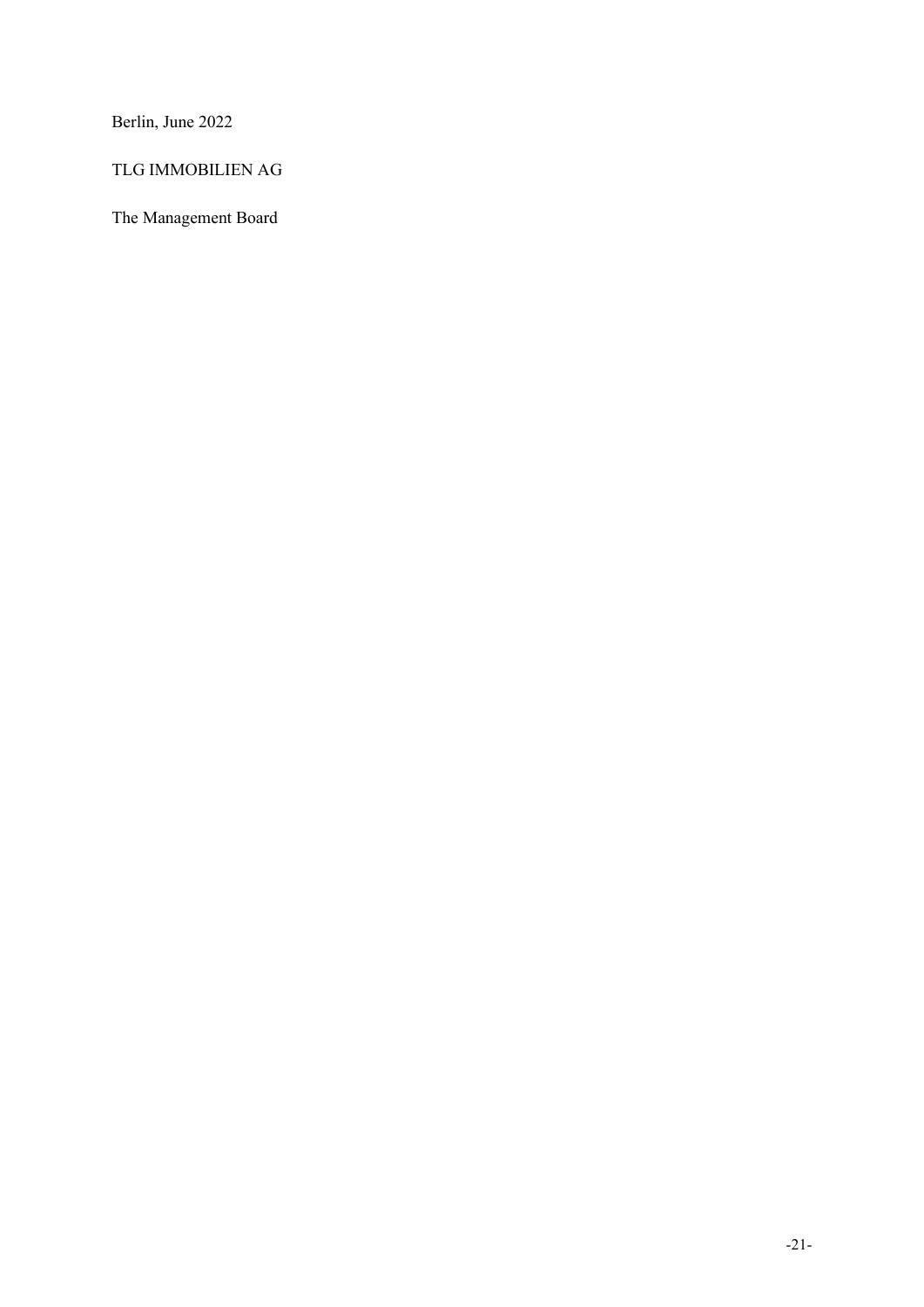Berlin, June 2022

TLG IMMOBILIEN AG

The Management Board